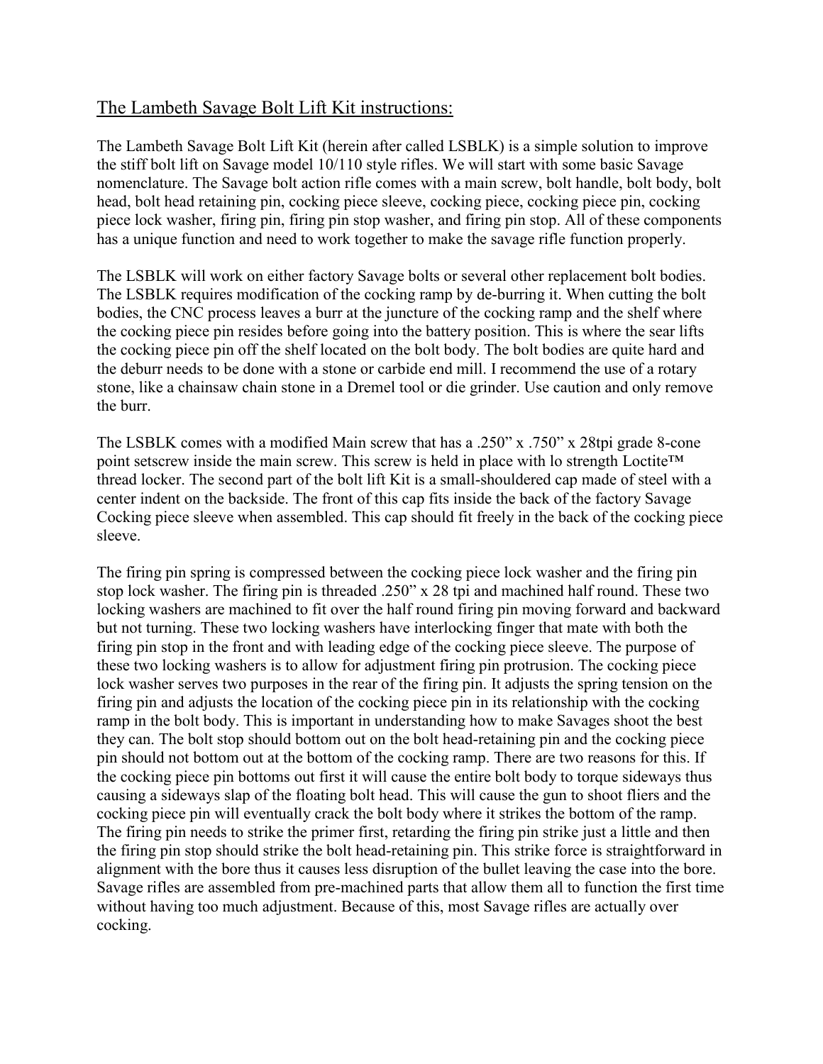# The Lambeth Savage Bolt Lift Kit instructions:

The Lambeth Savage Bolt Lift Kit (herein after called LSBLK) is a simple solution to improve the stiff bolt lift on Savage model 10/110 style rifles. We will start with some basic Savage nomenclature. The Savage bolt action rifle comes with a main screw, bolt handle, bolt body, bolt head, bolt head retaining pin, cocking piece sleeve, cocking piece, cocking piece pin, cocking piece lock washer, firing pin, firing pin stop washer, and firing pin stop. All of these components has a unique function and need to work together to make the savage rifle function properly.

The LSBLK will work on either factory Savage bolts or several other replacement bolt bodies. The LSBLK requires modification of the cocking ramp by de-burring it. When cutting the bolt bodies, the CNC process leaves a burr at the juncture of the cocking ramp and the shelf where the cocking piece pin resides before going into the battery position. This is where the sear lifts the cocking piece pin off the shelf located on the bolt body. The bolt bodies are quite hard and the deburr needs to be done with a stone or carbide end mill. I recommend the use of a rotary stone, like a chainsaw chain stone in a Dremel tool or die grinder. Use caution and only remove the burr.

The LSBLK comes with a modified Main screw that has a .250" x .750" x 28tpi grade 8-cone point setscrew inside the main screw. This screw is held in place with lo strength Loctite™ thread locker. The second part of the bolt lift Kit is a small-shouldered cap made of steel with a center indent on the backside. The front of this cap fits inside the back of the factory Savage Cocking piece sleeve when assembled. This cap should fit freely in the back of the cocking piece sleeve.

The firing pin spring is compressed between the cocking piece lock washer and the firing pin stop lock washer. The firing pin is threaded .250" x 28 tpi and machined half round. These two locking washers are machined to fit over the half round firing pin moving forward and backward but not turning. These two locking washers have interlocking finger that mate with both the firing pin stop in the front and with leading edge of the cocking piece sleeve. The purpose of these two locking washers is to allow for adjustment firing pin protrusion. The cocking piece lock washer serves two purposes in the rear of the firing pin. It adjusts the spring tension on the firing pin and adjusts the location of the cocking piece pin in its relationship with the cocking ramp in the bolt body. This is important in understanding how to make Savages shoot the best they can. The bolt stop should bottom out on the bolt head-retaining pin and the cocking piece pin should not bottom out at the bottom of the cocking ramp. There are two reasons for this. If the cocking piece pin bottoms out first it will cause the entire bolt body to torque sideways thus causing a sideways slap of the floating bolt head. This will cause the gun to shoot fliers and the cocking piece pin will eventually crack the bolt body where it strikes the bottom of the ramp. The firing pin needs to strike the primer first, retarding the firing pin strike just a little and then the firing pin stop should strike the bolt head-retaining pin. This strike force is straightforward in alignment with the bore thus it causes less disruption of the bullet leaving the case into the bore. Savage rifles are assembled from pre-machined parts that allow them all to function the first time without having too much adjustment. Because of this, most Savage rifles are actually over cocking.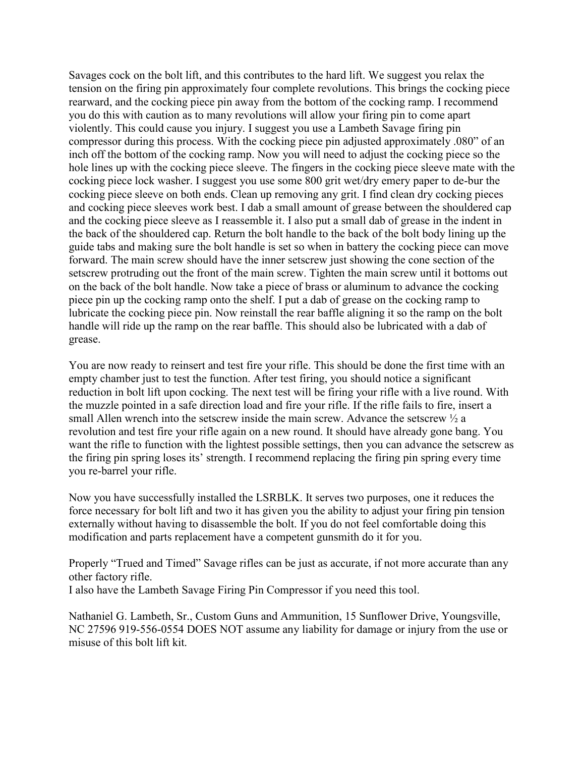Savages cock on the bolt lift, and this contributes to the hard lift. We suggest you relax the tension on the firing pin approximately four complete revolutions. This brings the cocking piece rearward, and the cocking piece pin away from the bottom of the cocking ramp. I recommend you do this with caution as to many revolutions will allow your firing pin to come apart violently. This could cause you injury. I suggest you use a Lambeth Savage firing pin compressor during this process. With the cocking piece pin adjusted approximately .080" of an inch off the bottom of the cocking ramp. Now you will need to adjust the cocking piece so the hole lines up with the cocking piece sleeve. The fingers in the cocking piece sleeve mate with the cocking piece lock washer. I suggest you use some 800 grit wet/dry emery paper to de-bur the cocking piece sleeve on both ends. Clean up removing any grit. I find clean dry cocking pieces and cocking piece sleeves work best. I dab a small amount of grease between the shouldered cap and the cocking piece sleeve as I reassemble it. I also put a small dab of grease in the indent in the back of the shouldered cap. Return the bolt handle to the back of the bolt body lining up the guide tabs and making sure the bolt handle is set so when in battery the cocking piece can move forward. The main screw should have the inner setscrew just showing the cone section of the setscrew protruding out the front of the main screw. Tighten the main screw until it bottoms out on the back of the bolt handle. Now take a piece of brass or aluminum to advance the cocking piece pin up the cocking ramp onto the shelf. I put a dab of grease on the cocking ramp to lubricate the cocking piece pin. Now reinstall the rear baffle aligning it so the ramp on the bolt handle will ride up the ramp on the rear baffle. This should also be lubricated with a dab of grease.

You are now ready to reinsert and test fire your rifle. This should be done the first time with an empty chamber just to test the function. After test firing, you should notice a significant reduction in bolt lift upon cocking. The next test will be firing your rifle with a live round. With the muzzle pointed in a safe direction load and fire your rifle. If the rifle fails to fire, insert a small Allen wrench into the setscrew inside the main screw. Advance the setscrew ½ a revolution and test fire your rifle again on a new round. It should have already gone bang. You want the rifle to function with the lightest possible settings, then you can advance the setscrew as the firing pin spring loses its' strength. I recommend replacing the firing pin spring every time you re-barrel your rifle.

Now you have successfully installed the LSRBLK. It serves two purposes, one it reduces the force necessary for bolt lift and two it has given you the ability to adjust your firing pin tension externally without having to disassemble the bolt. If you do not feel comfortable doing this modification and parts replacement have a competent gunsmith do it for you.

Properly "Trued and Timed" Savage rifles can be just as accurate, if not more accurate than any other factory rifle.
I also have the Lambeth Savage Firing Pin Compressor if you need this tool.

Nathaniel G. Lambeth, Sr., Custom Guns and Ammunition, 15 Sunflower Drive, Youngsville, NC 27596 919-556-0554 DOES NOT assume any liability for damage or injury from the use or misuse of this bolt lift kit.